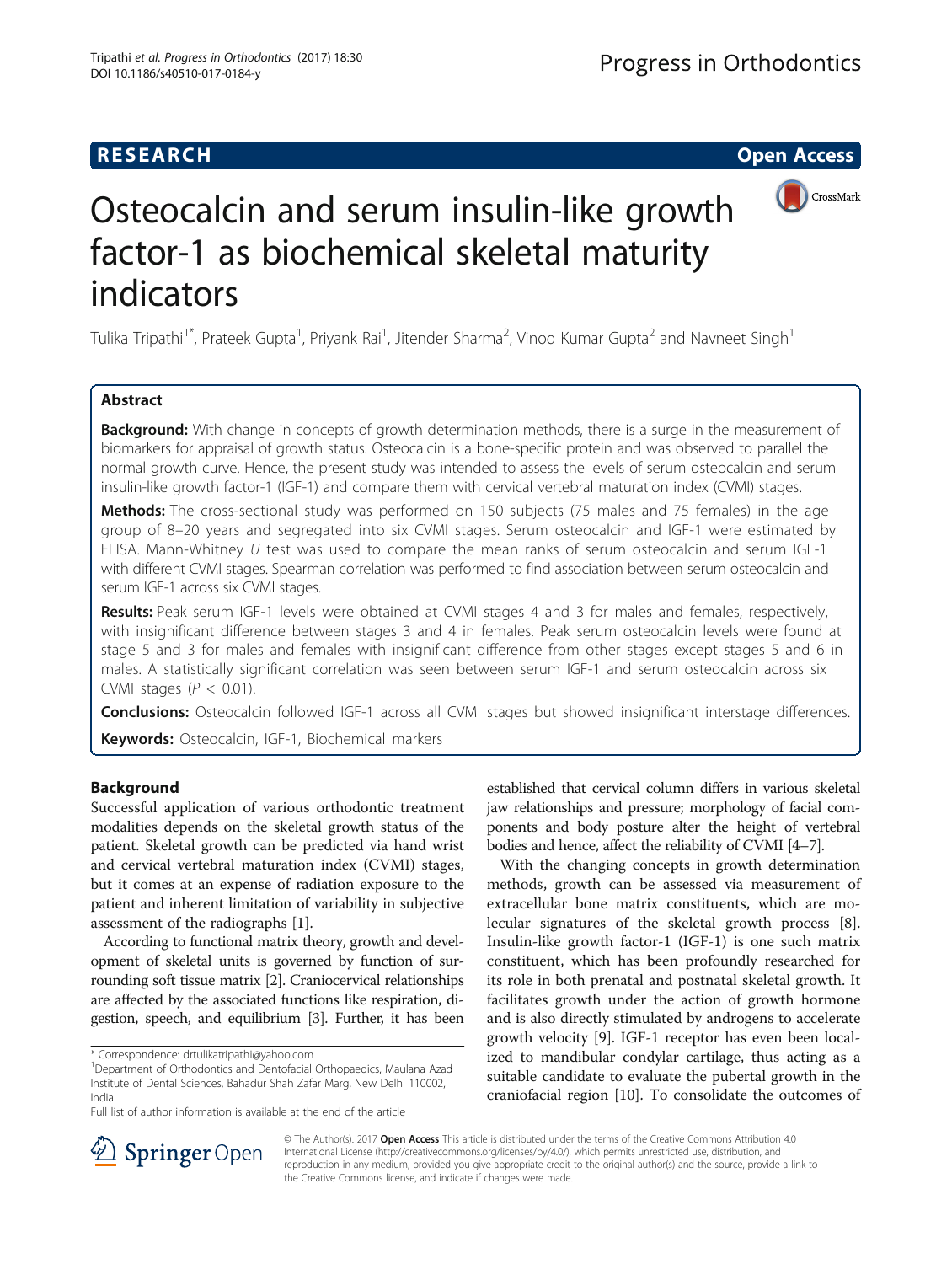# RESEARCH

# Osteocalcin and serum insulin-like growth factor-1 as biochemical skeletal maturity indicators

Tulika Tripathi[1*], Prateek Gupta[1], Priyank Rai[1], Jitender Sharma[2], Vinod Kumar Gupta[2] and Navneet Singh[1]

## Abstract

**Background:** With change in concepts of growth determination methods, there is a surge in the measurement of biomarkers for appraisal of growth status. Osteocalcin is a bone-specific protein and was observed to parallel the normal growth curve. Hence, the present study was intended to assess the levels of serum osteocalcin and serum insulin-like growth factor-1 (IGF-1) and compare them with cervical vertebral maturation index (CVMI) stages.

**Methods:** The cross-sectional study was performed on 150 subjects (75 males and 75 females) in the age group of 8–20 years and segregated into six CVMI stages. Serum osteocalcin and IGF-1 were estimated by ELISA. Mann-Whitney *U* test was used to compare the mean ranks of serum osteocalcin and serum IGF-1 with different CVMI stages. Spearman correlation was performed to find association between serum osteocalcin and serum IGF-1 across six CVMI stages.

**Results:** Peak serum IGF-1 levels were obtained at CVMI stages 4 and 3 for males and females, respectively, with insignificant difference between stages 3 and 4 in females. Peak serum osteocalcin levels were found at stage 5 and 3 for males and females with insignificant difference from other stages except stages 5 and 6 in males. A statistically significant correlation was seen between serum IGF-1 and serum osteocalcin across six CVMI stages ($P < 0.01$).

**Conclusions:** Osteocalcin followed IGF-1 across all CVMI stages but showed insignificant interstage differences.

**Keywords:** Osteocalcin, IGF-1, Biochemical markers

## Background

Successful application of various orthodontic treatment modalities depends on the skeletal growth status of the patient. Skeletal growth can be predicted via hand wrist and cervical vertebral maturation index (CVMI) stages, but it comes at an expense of radiation exposure to the patient and inherent limitation of variability in subjective assessment of the radiographs [1].

According to functional matrix theory, growth and development of skeletal units is governed by function of surrounding soft tissue matrix [2]. Craniocervical relationships are affected by the associated functions like respiration, digestion, speech, and equilibrium [3]. Further, it has been established that cervical column differs in various skeletal jaw relationships and pressure; morphology of facial components and body posture alter the height of vertebral bodies and hence, affect the reliability of CVMI [4–7].

With the changing concepts in growth determination methods, growth can be assessed via measurement of extracellular bone matrix constituents, which are molecular signatures of the skeletal growth process [8]. Insulin-like growth factor-1 (IGF-1) is one such matrix constituent, which has been profoundly researched for its role in both prenatal and postnatal skeletal growth. It facilitates growth under the action of growth hormone and is also directly stimulated by androgens to accelerate growth velocity [9]. IGF-1 receptor has even been localized to mandibular condylar cartilage, thus acting as a suitable candidate to evaluate the pubertal growth in the craniofacial region [10]. To consolidate the outcomes of

\* Correspondence: drtulikatripathi@yahoo.com
[1]Department of Orthodontics and Dentofacial Orthopaedics, Maulana Azad Institute of Dental Sciences, Bahadur Shah Zafar Marg, New Delhi 110002, India
Full list of author information is available at the end of the article

© The Author(s). 2017 **Open Access** This article is distributed under the terms of the Creative Commons Attribution 4.0 International License (http://creativecommons.org/licenses/by/4.0/), which permits unrestricted use, distribution, and reproduction in any medium, provided you give appropriate credit to the original author(s) and the source, provide a link to the Creative Commons license, and indicate if changes were made.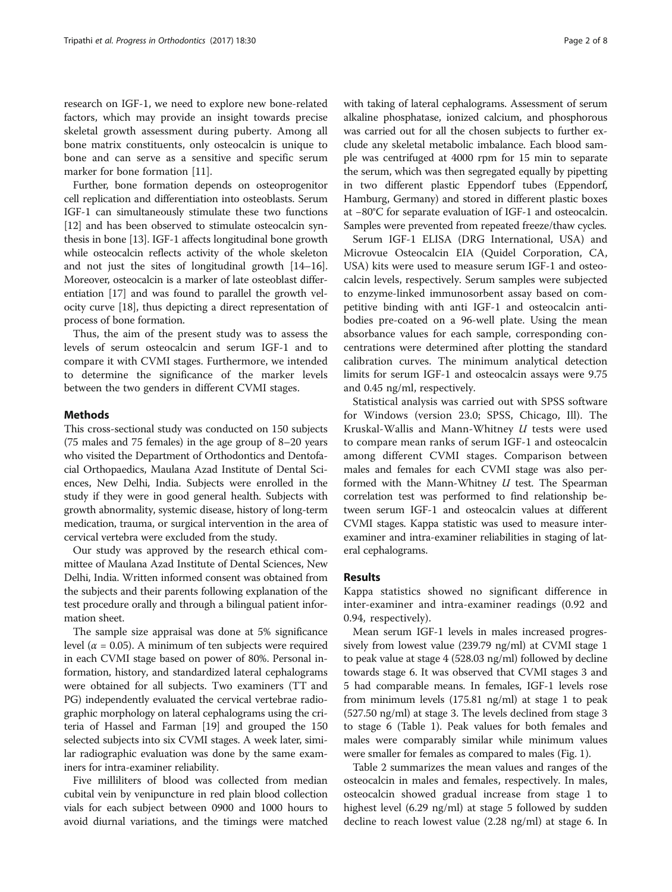research on IGF-1, we need to explore new bone-related factors, which may provide an insight towards precise skeletal growth assessment during puberty. Among all bone matrix constituents, only osteocalcin is unique to bone and can serve as a sensitive and specific serum marker for bone formation [11].

Further, bone formation depends on osteoprogenitor cell replication and differentiation into osteoblasts. Serum IGF-1 can simultaneously stimulate these two functions [12] and has been observed to stimulate osteocalcin synthesis in bone [13]. IGF-1 affects longitudinal bone growth while osteocalcin reflects activity of the whole skeleton and not just the sites of longitudinal growth [14–16]. Moreover, osteocalcin is a marker of late osteoblast differentiation [17] and was found to parallel the growth velocity curve [18], thus depicting a direct representation of process of bone formation.

Thus, the aim of the present study was to assess the levels of serum osteocalcin and serum IGF-1 and to compare it with CVMI stages. Furthermore, we intended to determine the significance of the marker levels between the two genders in different CVMI stages.

## Methods

This cross-sectional study was conducted on 150 subjects (75 males and 75 females) in the age group of 8–20 years who visited the Department of Orthodontics and Dentofacial Orthopaedics, Maulana Azad Institute of Dental Sciences, New Delhi, India. Subjects were enrolled in the study if they were in good general health. Subjects with growth abnormality, systemic disease, history of long-term medication, trauma, or surgical intervention in the area of cervical vertebra were excluded from the study.

Our study was approved by the research ethical committee of Maulana Azad Institute of Dental Sciences, New Delhi, India. Written informed consent was obtained from the subjects and their parents following explanation of the test procedure orally and through a bilingual patient information sheet.

The sample size appraisal was done at 5% significance level ($\alpha = 0.05$). A minimum of ten subjects were required in each CVMI stage based on power of 80%. Personal information, history, and standardized lateral cephalograms were obtained for all subjects. Two examiners (TT and PG) independently evaluated the cervical vertebrae radiographic morphology on lateral cephalograms using the criteria of Hassel and Farman [19] and grouped the 150 selected subjects into six CVMI stages. A week later, similar radiographic evaluation was done by the same examiners for intra-examiner reliability.

Five milliliters of blood was collected from median cubital vein by venipuncture in red plain blood collection vials for each subject between 0900 and 1000 hours to avoid diurnal variations, and the timings were matched with taking of lateral cephalograms. Assessment of serum alkaline phosphatase, ionized calcium, and phosphorous was carried out for all the chosen subjects to further exclude any skeletal metabolic imbalance. Each blood sample was centrifuged at 4000 rpm for 15 min to separate the serum, which was then segregated equally by pipetting in two different plastic Eppendorf tubes (Eppendorf, Hamburg, Germany) and stored in different plastic boxes at −80°C for separate evaluation of IGF-1 and osteocalcin. Samples were prevented from repeated freeze/thaw cycles.

Serum IGF-1 ELISA (DRG International, USA) and Microvue Osteocalcin EIA (Quidel Corporation, CA, USA) kits were used to measure serum IGF-1 and osteocalcin levels, respectively. Serum samples were subjected to enzyme-linked immunosorbent assay based on competitive binding with anti IGF-1 and osteocalcin antibodies pre-coated on a 96-well plate. Using the mean absorbance values for each sample, corresponding concentrations were determined after plotting the standard calibration curves. The minimum analytical detection limits for serum IGF-1 and osteocalcin assays were 9.75 and 0.45 ng/ml, respectively.

Statistical analysis was carried out with SPSS software for Windows (version 23.0; SPSS, Chicago, Ill). The Kruskal-Wallis and Mann-Whitney *U* tests were used to compare mean ranks of serum IGF-1 and osteocalcin among different CVMI stages. Comparison between males and females for each CVMI stage was also performed with the Mann-Whitney *U* test. The Spearman correlation test was performed to find relationship between serum IGF-1 and osteocalcin values at different CVMI stages. Kappa statistic was used to measure inter-examiner and intra-examiner reliabilities in staging of lateral cephalograms.

## Results

Kappa statistics showed no significant difference in inter-examiner and intra-examiner readings (0.92 and 0.94, respectively).

Mean serum IGF-1 levels in males increased progressively from lowest value (239.79 ng/ml) at CVMI stage 1 to peak value at stage 4 (528.03 ng/ml) followed by decline towards stage 6. It was observed that CVMI stages 3 and 5 had comparable means. In females, IGF-1 levels rose from minimum levels (175.81 ng/ml) at stage 1 to peak (527.50 ng/ml) at stage 3. The levels declined from stage 3 to stage 6 (Table 1). Peak values for both females and males were comparably similar while minimum values were smaller for females as compared to males (Fig. 1).

Table 2 summarizes the mean values and ranges of the osteocalcin in males and females, respectively. In males, osteocalcin showed gradual increase from stage 1 to highest level (6.29 ng/ml) at stage 5 followed by sudden decline to reach lowest value (2.28 ng/ml) at stage 6. In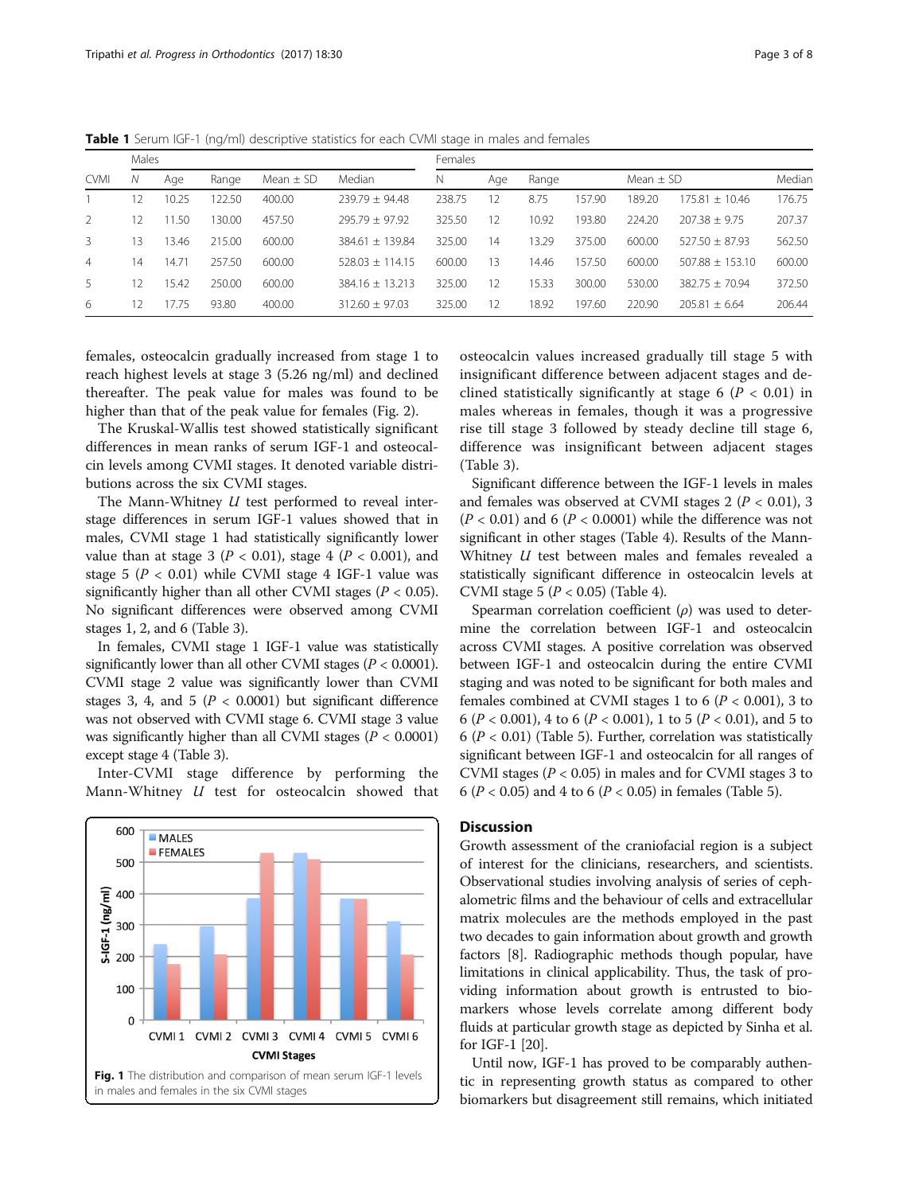**Table 1** Serum IGF-1 (ng/ml) descriptive statistics for each CVMI stage in males and females

| | Males | | | | | Females | | | | | | |
|---|---|---|---|---|---|---|---|---|---|---|---|---|
| CVMI | *N* | Age | Range | Mean ± SD | Median | N | Age | Range | | Mean ± SD | | Median |
| 1 | 12 | 10.25 | 122.50 | 400.00 | 239.79 ± 94.48 | 238.75 | 12 | 8.75 | 157.90 | 189.20 | 175.81 ± 10.46 | 176.75 |
| 2 | 12 | 11.50 | 130.00 | 457.50 | 295.79 ± 97.92 | 325.50 | 12 | 10.92 | 193.80 | 224.20 | 207.38 ± 9.75 | 207.37 |
| 3 | 13 | 13.46 | 215.00 | 600.00 | 384.61 ± 139.84 | 325.00 | 14 | 13.29 | 375.00 | 600.00 | 527.50 ± 87.93 | 562.50 |
| 4 | 14 | 14.71 | 257.50 | 600.00 | 528.03 ± 114.15 | 600.00 | 13 | 14.46 | 157.50 | 600.00 | 507.88 ± 153.10 | 600.00 |
| 5 | 12 | 15.42 | 250.00 | 600.00 | 384.16 ± 13.213 | 325.00 | 12 | 15.33 | 300.00 | 530.00 | 382.75 ± 70.94 | 372.50 |
| 6 | 12 | 17.75 | 93.80 | 400.00 | 312.60 ± 97.03 | 325.00 | 12 | 18.92 | 197.60 | 220.90 | 205.81 ± 6.64 | 206.44 |

females, osteocalcin gradually increased from stage 1 to reach highest levels at stage 3 (5.26 ng/ml) and declined thereafter. The peak value for males was found to be higher than that of the peak value for females (Fig. 2).

The Kruskal-Wallis test showed statistically significant differences in mean ranks of serum IGF-1 and osteocalcin levels among CVMI stages. It denoted variable distributions across the six CVMI stages.

The Mann-Whitney *U* test performed to reveal inter-stage differences in serum IGF-1 values showed that in males, CVMI stage 1 had statistically significantly lower value than at stage 3 ($P < 0.01$), stage 4 ($P < 0.001$), and stage 5 ($P < 0.01$) while CVMI stage 4 IGF-1 value was significantly higher than all other CVMI stages ($P < 0.05$). No significant differences were observed among CVMI stages 1, 2, and 6 (Table 3).

In females, CVMI stage 1 IGF-1 value was statistically significantly lower than all other CVMI stages ($P < 0.0001$). CVMI stage 2 value was significantly lower than CVMI stages 3, 4, and 5 ($P < 0.0001$) but significant difference was not observed with CVMI stage 6. CVMI stage 3 value was significantly higher than all CVMI stages ($P < 0.0001$) except stage 4 (Table 3).

Inter-CVMI stage difference by performing the Mann-Whitney *U* test for osteocalcin showed that osteocalcin values increased gradually till stage 5 with insignificant difference between adjacent stages and declined statistically significantly at stage 6 ($P < 0.01$) in males whereas in females, though it was a progressive rise till stage 3 followed by steady decline till stage 6, difference was insignificant between adjacent stages (Table 3).

Significant difference between the IGF-1 levels in males and females was observed at CVMI stages 2 ($P < 0.01$), 3 ($P < 0.01$) and 6 ($P < 0.0001$) while the difference was not significant in other stages (Table 4). Results of the Mann-Whitney *U* test between males and females revealed a statistically significant difference in osteocalcin levels at CVMI stage 5 ($P < 0.05$) (Table 4).

Spearman correlation coefficient ($\rho$) was used to determine the correlation between IGF-1 and osteocalcin across CVMI stages. A positive correlation was observed between IGF-1 and osteocalcin during the entire CVMI staging and was noted to be significant for both males and females combined at CVMI stages 1 to 6 ($P < 0.001$), 3 to 6 ($P < 0.001$), 4 to 6 ($P < 0.001$), 1 to 5 ($P < 0.01$), and 5 to 6 ($P < 0.01$) (Table 5). Further, correlation was statistically significant between IGF-1 and osteocalcin for all ranges of CVMI stages ($P < 0.05$) in males and for CVMI stages 3 to 6 ($P < 0.05$) and 4 to 6 ($P < 0.05$) in females (Table 5).

**Fig. 1** The distribution and comparison of mean serum IGF-1 levels in males and females in the six CVMI stages

## Discussion

Growth assessment of the craniofacial region is a subject of interest for the clinicians, researchers, and scientists. Observational studies involving analysis of series of cephalometric films and the behaviour of cells and extracellular matrix molecules are the methods employed in the past two decades to gain information about growth and growth factors [8]. Radiographic methods though popular, have limitations in clinical applicability. Thus, the task of providing information about growth is entrusted to biomarkers whose levels correlate among different body fluids at particular growth stage as depicted by Sinha et al. for IGF-1 [20].

Until now, IGF-1 has proved to be comparably authentic in representing growth status as compared to other biomarkers but disagreement still remains, which initiated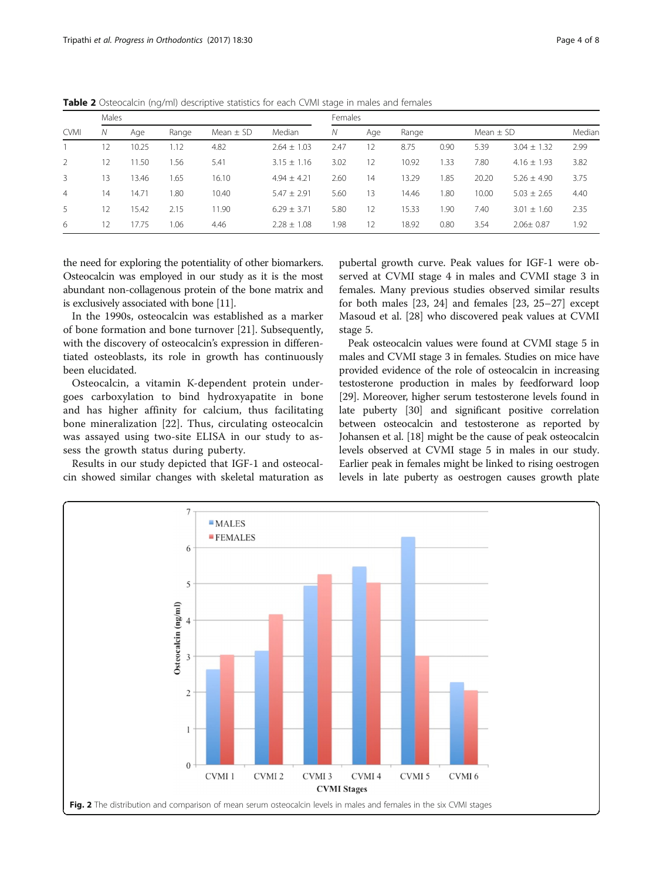**Table 2** Osteocalcin (ng/ml) descriptive statistics for each CVMI stage in males and females

| | Males | | | | | | Females | | | | | |
|---|---|---|---|---|---|---|---|---|---|---|---|---|
| CVMI | N | Age | Range | | Mean ± SD | Median | N | Age | Range | | Mean ± SD | Median |
| 1 | 12 | 10.25 | 1.12 | 4.82 | 2.64 ± 1.03 | 2.47 | 12 | 8.75 | 0.90 | 5.39 | 3.04 ± 1.32 | 2.99 |
| 2 | 12 | 11.50 | 1.56 | 5.41 | 3.15 ± 1.16 | 3.02 | 12 | 10.92 | 1.33 | 7.80 | 4.16 ± 1.93 | 3.82 |
| 3 | 13 | 13.46 | 1.65 | 16.10 | 4.94 ± 4.21 | 2.60 | 14 | 13.29 | 1.85 | 20.20 | 5.26 ± 4.90 | 3.75 |
| 4 | 14 | 14.71 | 1.80 | 10.40 | 5.47 ± 2.91 | 5.60 | 13 | 14.46 | 1.80 | 10.00 | 5.03 ± 2.65 | 4.40 |
| 5 | 12 | 15.42 | 2.15 | 11.90 | 6.29 ± 3.71 | 5.80 | 12 | 15.33 | 1.90 | 7.40 | 3.01 ± 1.60 | 2.35 |
| 6 | 12 | 17.75 | 1.06 | 4.46 | 2.28 ± 1.08 | 1.98 | 12 | 18.92 | 0.80 | 3.54 | 2.06± 0.87 | 1.92 |

the need for exploring the potentiality of other biomarkers. Osteocalcin was employed in our study as it is the most abundant non-collagenous protein of the bone matrix and is exclusively associated with bone [11].

In the 1990s, osteocalcin was established as a marker of bone formation and bone turnover [21]. Subsequently, with the discovery of osteocalcin's expression in differentiated osteoblasts, its role in growth has continuously been elucidated.

Osteocalcin, a vitamin K-dependent protein undergoes carboxylation to bind hydroxyapatite in bone and has higher affinity for calcium, thus facilitating bone mineralization [22]. Thus, circulating osteocalcin was assayed using two-site ELISA in our study to assess the growth status during puberty.

Results in our study depicted that IGF-1 and osteocalcin showed similar changes with skeletal maturation as pubertal growth curve. Peak values for IGF-1 were observed at CVMI stage 4 in males and CVMI stage 3 in females. Many previous studies observed similar results for both males [23, 24] and females [23, 25–27] except Masoud et al. [28] who discovered peak values at CVMI stage 5.

Peak osteocalcin values were found at CVMI stage 5 in males and CVMI stage 3 in females. Studies on mice have provided evidence of the role of osteocalcin in increasing testosterone production in males by feedforward loop [29]. Moreover, higher serum testosterone levels found in late puberty [30] and significant positive correlation between osteocalcin and testosterone as reported by Johansen et al. [18] might be the cause of peak osteocalcin levels observed at CVMI stage 5 in males in our study. Earlier peak in females might be linked to rising oestrogen levels in late puberty as oestrogen causes growth plate

**Fig. 2** The distribution and comparison of mean serum osteocalcin levels in males and females in the six CVMI stages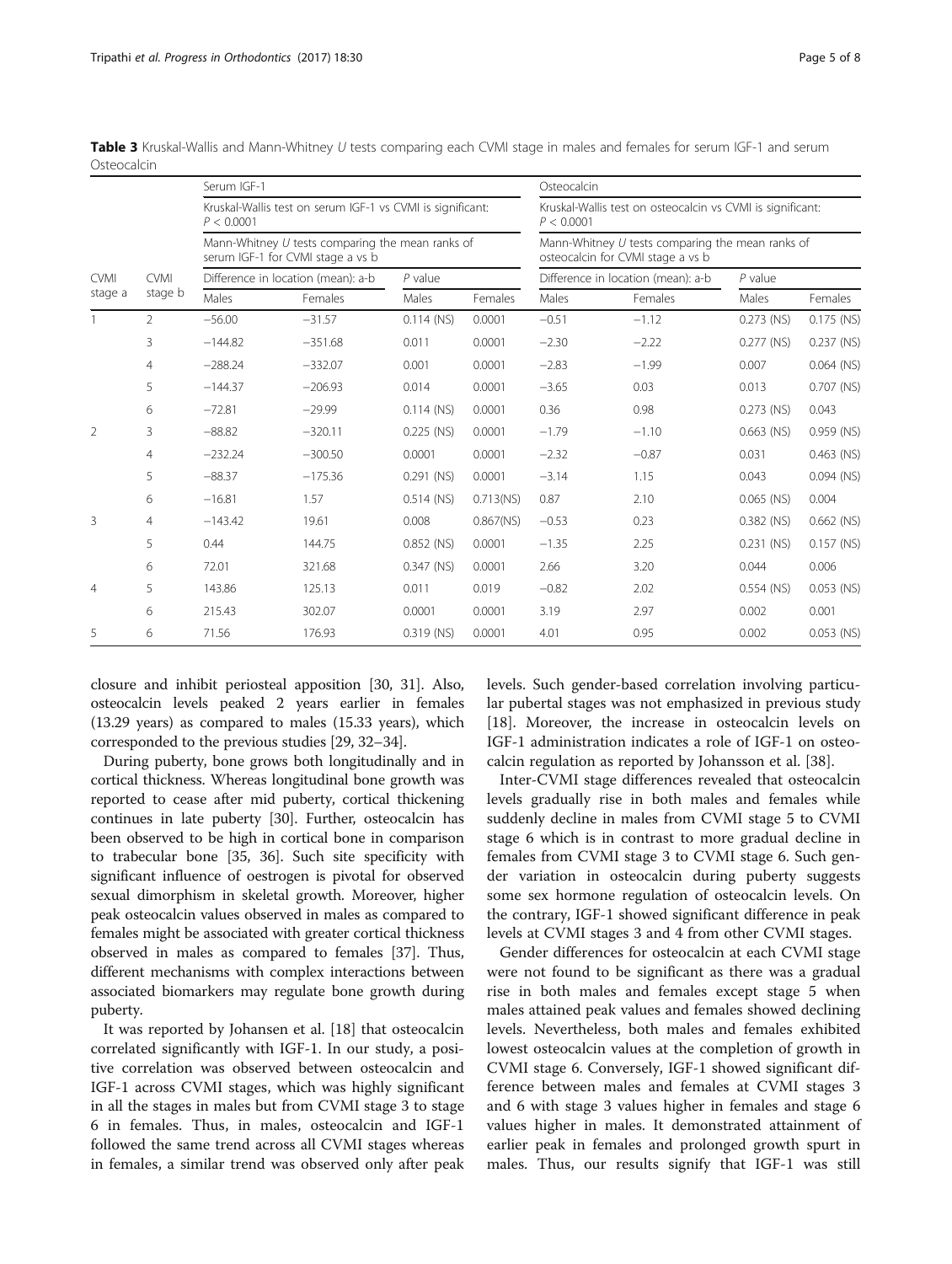**Table 3** Kruskal-Wallis and Mann-Whitney *U* tests comparing each CVMI stage in males and females for serum IGF-1 and serum Osteocalcin

| CVMI stage a | CVMI stage b | Serum IGF-1 | | | | Osteocalcin | | | |
|---|---|---|---|---|---|---|---|---|---|
| | | Kruskal-Wallis test on serum IGF-1 vs CVMI is significant: $P < 0.0001$ | | | | Kruskal-Wallis test on osteocalcin vs CVMI is significant: $P < 0.0001$ | | | |
| | | Mann-Whitney *U* tests comparing the mean ranks of serum IGF-1 for CVMI stage a vs b | | | | Mann-Whitney *U* tests comparing the mean ranks of osteocalcin for CVMI stage a vs b | | | |
| | | Difference in location (mean): a-b | | *P* value | | Difference in location (mean): a-b | | *P* value | |
| | | Males | Females | Males | Females | Males | Females | Males | Females |
| 1 | 2 | −56.00 | −31.57 | 0.114 (NS) | 0.0001 | −0.51 | −1.12 | 0.273 (NS) | 0.175 (NS) |
| | 3 | −144.82 | −351.68 | 0.011 | 0.0001 | −2.30 | −2.22 | 0.277 (NS) | 0.237 (NS) |
| | 4 | −288.24 | −332.07 | 0.001 | 0.0001 | −2.83 | −1.99 | 0.007 | 0.064 (NS) |
| | 5 | −144.37 | −206.93 | 0.014 | 0.0001 | −3.65 | 0.03 | 0.013 | 0.707 (NS) |
| | 6 | −72.81 | −29.99 | 0.114 (NS) | 0.0001 | 0.36 | 0.98 | 0.273 (NS) | 0.043 |
| 2 | 3 | −88.82 | −320.11 | 0.225 (NS) | 0.0001 | −1.79 | −1.10 | 0.663 (NS) | 0.959 (NS) |
| | 4 | −232.24 | −300.50 | 0.0001 | 0.0001 | −2.32 | −0.87 | 0.031 | 0.463 (NS) |
| | 5 | −88.37 | −175.36 | 0.291 (NS) | 0.0001 | −3.14 | 1.15 | 0.043 | 0.094 (NS) |
| | 6 | −16.81 | 1.57 | 0.514 (NS) | 0.713(NS) | 0.87 | 2.10 | 0.065 (NS) | 0.004 |
| 3 | 4 | −143.42 | 19.61 | 0.008 | 0.867(NS) | −0.53 | 0.23 | 0.382 (NS) | 0.662 (NS) |
| | 5 | 0.44 | 144.75 | 0.852 (NS) | 0.0001 | −1.35 | 2.25 | 0.231 (NS) | 0.157 (NS) |
| | 6 | 72.01 | 321.68 | 0.347 (NS) | 0.0001 | 2.66 | 3.20 | 0.044 | 0.006 |
| 4 | 5 | 143.86 | 125.13 | 0.011 | 0.019 | −0.82 | 2.02 | 0.554 (NS) | 0.053 (NS) |
| | 6 | 215.43 | 302.07 | 0.0001 | 0.0001 | 3.19 | 2.97 | 0.002 | 0.001 |
| 5 | 6 | 71.56 | 176.93 | 0.319 (NS) | 0.0001 | 4.01 | 0.95 | 0.002 | 0.053 (NS) |

closure and inhibit periosteal apposition [30, 31]. Also, osteocalcin levels peaked 2 years earlier in females (13.29 years) as compared to males (15.33 years), which corresponded to the previous studies [29, 32–34].

During puberty, bone grows both longitudinally and in cortical thickness. Whereas longitudinal bone growth was reported to cease after mid puberty, cortical thickening continues in late puberty [30]. Further, osteocalcin has been observed to be high in cortical bone in comparison to trabecular bone [35, 36]. Such site specificity with significant influence of oestrogen is pivotal for observed sexual dimorphism in skeletal growth. Moreover, higher peak osteocalcin values observed in males as compared to females might be associated with greater cortical thickness observed in males as compared to females [37]. Thus, different mechanisms with complex interactions between associated biomarkers may regulate bone growth during puberty.

It was reported by Johansen et al. [18] that osteocalcin correlated significantly with IGF-1. In our study, a positive correlation was observed between osteocalcin and IGF-1 across CVMI stages, which was highly significant in all the stages in males but from CVMI stage 3 to stage 6 in females. Thus, in males, osteocalcin and IGF-1 followed the same trend across all CVMI stages whereas in females, a similar trend was observed only after peak levels. Such gender-based correlation involving particular pubertal stages was not emphasized in previous study [18]. Moreover, the increase in osteocalcin levels on IGF-1 administration indicates a role of IGF-1 on osteocalcin regulation as reported by Johansson et al. [38].

Inter-CVMI stage differences revealed that osteocalcin levels gradually rise in both males and females while suddenly decline in males from CVMI stage 5 to CVMI stage 6 which is in contrast to more gradual decline in females from CVMI stage 3 to CVMI stage 6. Such gender variation in osteocalcin during puberty suggests some sex hormone regulation of osteocalcin levels. On the contrary, IGF-1 showed significant difference in peak levels at CVMI stages 3 and 4 from other CVMI stages.

Gender differences for osteocalcin at each CVMI stage were not found to be significant as there was a gradual rise in both males and females except stage 5 when males attained peak values and females showed declining levels. Nevertheless, both males and females exhibited lowest osteocalcin values at the completion of growth in CVMI stage 6. Conversely, IGF-1 showed significant difference between males and females at CVMI stages 3 and 6 with stage 3 values higher in females and stage 6 values higher in males. It demonstrated attainment of earlier peak in females and prolonged growth spurt in males. Thus, our results signify that IGF-1 was still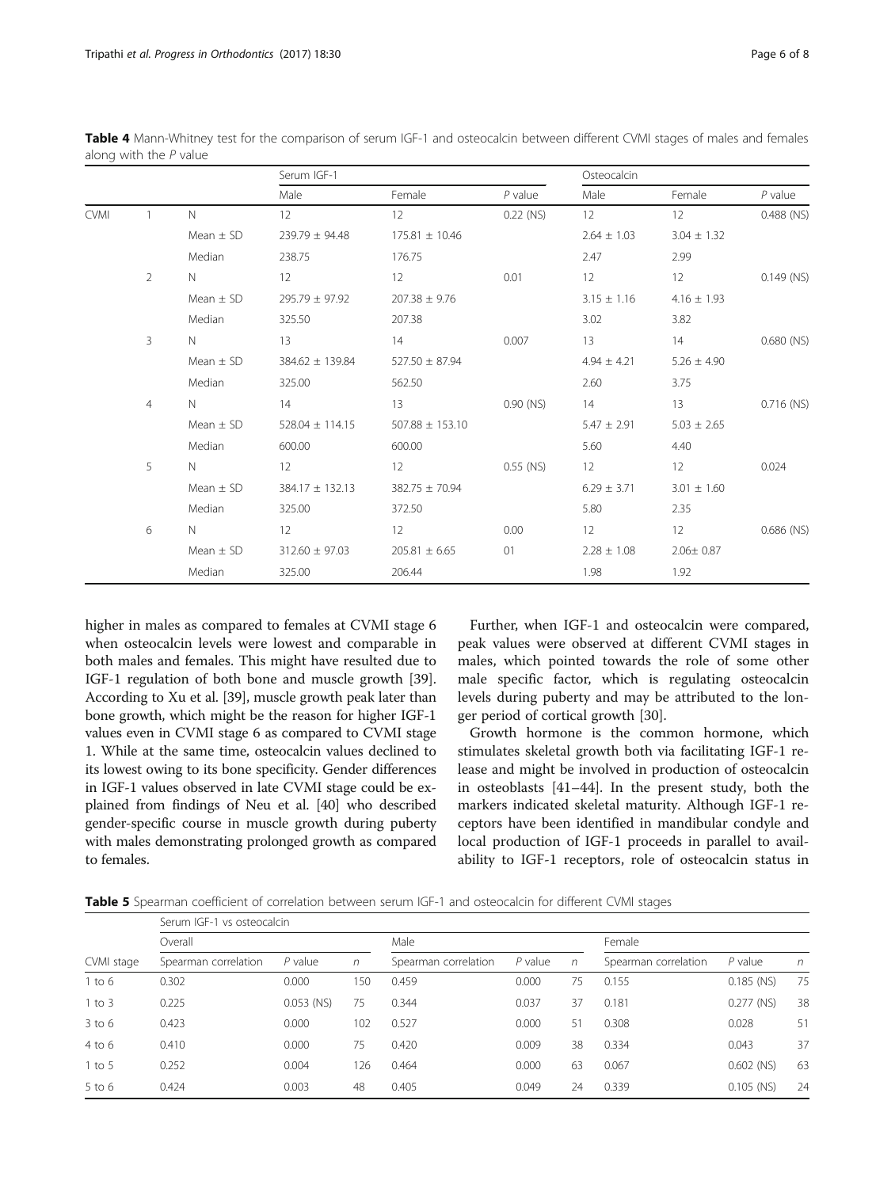**Table 4** Mann-Whitney test for the comparison of serum IGF-1 and osteocalcin between different CVMI stages of males and females along with the *P* value

| | | | Serum IGF-1 | | | Osteocalcin | | |
|---|---|---|---|---|---|---|---|---|
| | | | Male | Female | *P* value | Male | Female | *P* value |
| CVMI | 1 | N | 12 | 12 | 0.22 (NS) | 12 | 12 | 0.488 (NS) |
| | | Mean ± SD | 239.79 ± 94.48 | 175.81 ± 10.46 | | 2.64 ± 1.03 | 3.04 ± 1.32 | |
| | | Median | 238.75 | 176.75 | | 2.47 | 2.99 | |
| | 2 | N | 12 | 12 | 0.01 | 12 | 12 | 0.149 (NS) |
| | | Mean ± SD | 295.79 ± 97.92 | 207.38 ± 9.76 | | 3.15 ± 1.16 | 4.16 ± 1.93 | |
| | | Median | 325.50 | 207.38 | | 3.02 | 3.82 | |
| | 3 | N | 13 | 14 | 0.007 | 13 | 14 | 0.680 (NS) |
| | | Mean ± SD | 384.62 ± 139.84 | 527.50 ± 87.94 | | 4.94 ± 4.21 | 5.26 ± 4.90 | |
| | | Median | 325.00 | 562.50 | | 2.60 | 3.75 | |
| | 4 | N | 14 | 13 | 0.90 (NS) | 14 | 13 | 0.716 (NS) |
| | | Mean ± SD | 528.04 ± 114.15 | 507.88 ± 153.10 | | 5.47 ± 2.91 | 5.03 ± 2.65 | |
| | | Median | 600.00 | 600.00 | | 5.60 | 4.40 | |
| | 5 | N | 12 | 12 | 0.55 (NS) | 12 | 12 | 0.024 |
| | | Mean ± SD | 384.17 ± 132.13 | 382.75 ± 70.94 | | 6.29 ± 3.71 | 3.01 ± 1.60 | |
| | | Median | 325.00 | 372.50 | | 5.80 | 2.35 | |
| | 6 | N | 12 | 12 | 0.00 | 12 | 12 | 0.686 (NS) |
| | | Mean ± SD | 312.60 ± 97.03 | 205.81 ± 6.65 | 01 | 2.28 ± 1.08 | 2.06± 0.87 | |
| | | Median | 325.00 | 206.44 | | 1.98 | 1.92 | |

higher in males as compared to females at CVMI stage 6 when osteocalcin levels were lowest and comparable in both males and females. This might have resulted due to IGF-1 regulation of both bone and muscle growth [39]. According to Xu et al. [39], muscle growth peak later than bone growth, which might be the reason for higher IGF-1 values even in CVMI stage 6 as compared to CVMI stage 1. While at the same time, osteocalcin values declined to its lowest owing to its bone specificity. Gender differences in IGF-1 values observed in late CVMI stage could be explained from findings of Neu et al. [40] who described gender-specific course in muscle growth during puberty with males demonstrating prolonged growth as compared to females.

Further, when IGF-1 and osteocalcin were compared, peak values were observed at different CVMI stages in males, which pointed towards the role of some other male specific factor, which is regulating osteocalcin levels during puberty and may be attributed to the longer period of cortical growth [30].

Growth hormone is the common hormone, which stimulates skeletal growth both via facilitating IGF-1 release and might be involved in production of osteocalcin in osteoblasts [41–44]. In the present study, both the markers indicated skeletal maturity. Although IGF-1 receptors have been identified in mandibular condyle and local production of IGF-1 proceeds in parallel to availability to IGF-1 receptors, role of osteocalcin status in

**Table 5** Spearman coefficient of correlation between serum IGF-1 and osteocalcin for different CVMI stages

| | Serum IGF-1 vs osteocalcin | | | | | | | | |
|---|---|---|---|---|---|---|---|---|---|
| | Overall | | | Male | | | Female | | |
| CVMI stage | Spearman correlation | *P* value | *n* | Spearman correlation | *P* value | *n* | Spearman correlation | *P* value | *n* |
| 1 to 6 | 0.302 | 0.000 | 150 | 0.459 | 0.000 | 75 | 0.155 | 0.185 (NS) | 75 |
| 1 to 3 | 0.225 | 0.053 (NS) | 75 | 0.344 | 0.037 | 37 | 0.181 | 0.277 (NS) | 38 |
| 3 to 6 | 0.423 | 0.000 | 102 | 0.527 | 0.000 | 51 | 0.308 | 0.028 | 51 |
| 4 to 6 | 0.410 | 0.000 | 75 | 0.420 | 0.009 | 38 | 0.334 | 0.043 | 37 |
| 1 to 5 | 0.252 | 0.004 | 126 | 0.464 | 0.000 | 63 | 0.067 | 0.602 (NS) | 63 |
| 5 to 6 | 0.424 | 0.003 | 48 | 0.405 | 0.049 | 24 | 0.339 | 0.105 (NS) | 24 |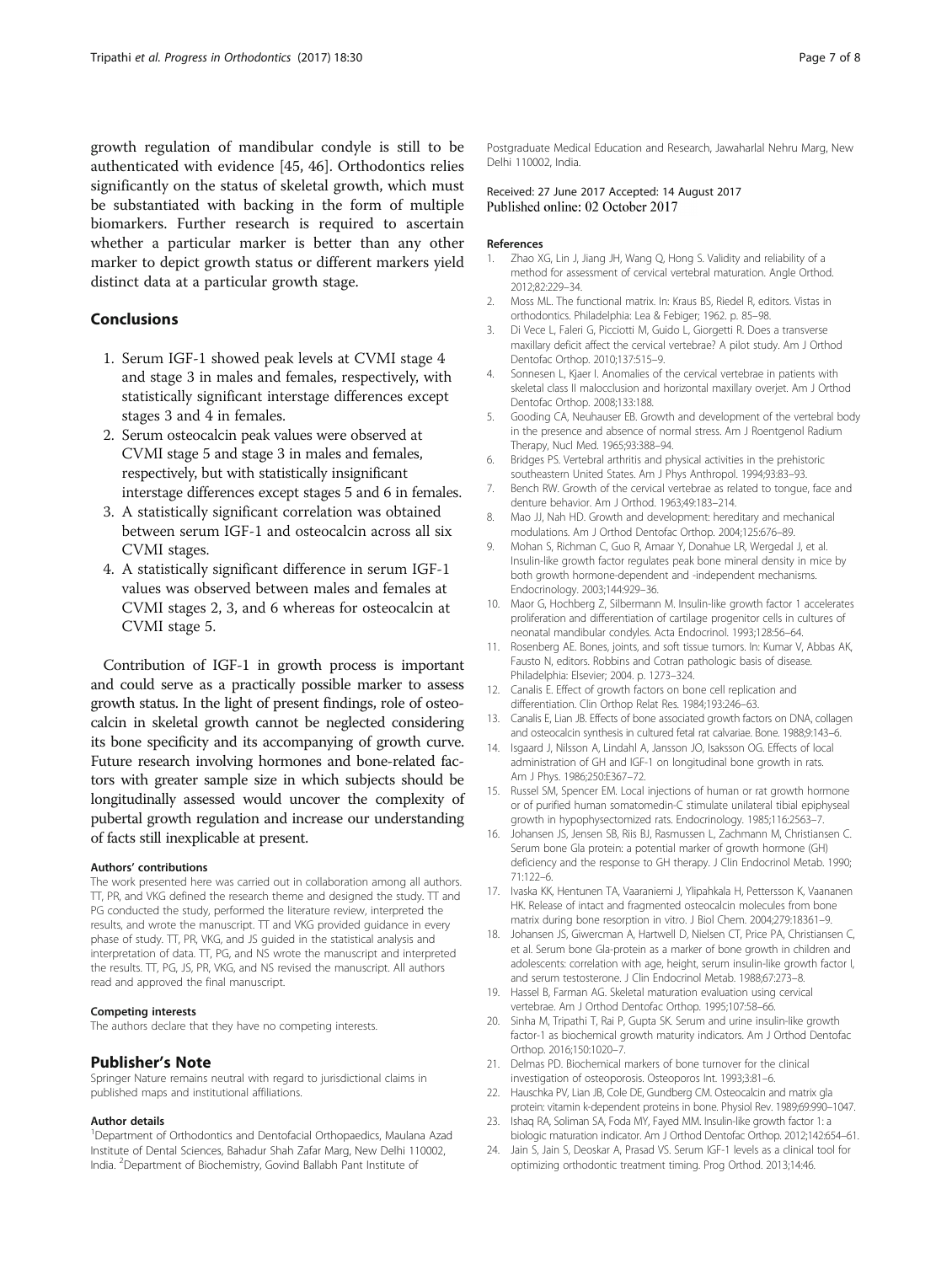growth regulation of mandibular condyle is still to be authenticated with evidence [45, 46]. Orthodontics relies significantly on the status of skeletal growth, which must be substantiated with backing in the form of multiple biomarkers. Further research is required to ascertain whether a particular marker is better than any other marker to depict growth status or different markers yield distinct data at a particular growth stage.

## Conclusions

1. Serum IGF-1 showed peak levels at CVMI stage 4 and stage 3 in males and females, respectively, with statistically significant interstage differences except stages 3 and 4 in females.
2. Serum osteocalcin peak values were observed at CVMI stage 5 and stage 3 in males and females, respectively, but with statistically insignificant interstage differences except stages 5 and 6 in females.
3. A statistically significant correlation was obtained between serum IGF-1 and osteocalcin across all six CVMI stages.
4. A statistically significant difference in serum IGF-1 values was observed between males and females at CVMI stages 2, 3, and 6 whereas for osteocalcin at CVMI stage 5.

Contribution of IGF-1 in growth process is important and could serve as a practically possible marker to assess growth status. In the light of present findings, role of osteocalcin in skeletal growth cannot be neglected considering its bone specificity and its accompanying of growth curve. Future research involving hormones and bone-related factors with greater sample size in which subjects should be longitudinally assessed would uncover the complexity of pubertal growth regulation and increase our understanding of facts still inexplicable at present.

#### Authors' contributions

The work presented here was carried out in collaboration among all authors. TT, PR, and VKG defined the research theme and designed the study. TT and PG conducted the study, performed the literature review, interpreted the results, and wrote the manuscript. TT and VKG provided guidance in every phase of study. TT, PR, VKG, and JS guided in the statistical analysis and interpretation of data. TT, PG, and NS wrote the manuscript and interpreted the results. TT, PG, JS, PR, VKG, and NS revised the manuscript. All authors read and approved the final manuscript.

#### Competing interests

The authors declare that they have no competing interests.

## Publisher's Note

Springer Nature remains neutral with regard to jurisdictional claims in published maps and institutional affiliations.

#### Author details

[1]Department of Orthodontics and Dentofacial Orthopaedics, Maulana Azad Institute of Dental Sciences, Bahadur Shah Zafar Marg, New Delhi 110002, India. [2]Department of Biochemistry, Govind Ballabh Pant Institute of Postgraduate Medical Education and Research, Jawaharlal Nehru Marg, New Delhi 110002, India.

Received: 27 June 2017 Accepted: 14 August 2017
Published online: 02 October 2017

#### References

1. Zhao XG, Lin J, Jiang JH, Wang Q, Hong S. Validity and reliability of a method for assessment of cervical vertebral maturation. Angle Orthod. 2012;82:229–34.
2. Moss ML. The functional matrix. In: Kraus BS, Riedel R, editors. Vistas in orthodontics. Philadelphia: Lea & Febiger; 1962. p. 85–98.
3. Di Vece L, Faleri G, Picciotti M, Guido L, Giorgetti R. Does a transverse maxillary deficit affect the cervical vertebrae? A pilot study. Am J Orthod Dentofac Orthop. 2010;137:515–9.
4. Sonnesen L, Kjaer I. Anomalies of the cervical vertebrae in patients with skeletal class II malocclusion and horizontal maxillary overjet. Am J Orthod Dentofac Orthop. 2008;133:188.
5. Gooding CA, Neuhauser EB. Growth and development of the vertebral body in the presence and absence of normal stress. Am J Roentgenol Radium Therapy, Nucl Med. 1965;93:388–94.
6. Bridges PS. Vertebral arthritis and physical activities in the prehistoric southeastern United States. Am J Phys Anthropol. 1994;93:83–93.
7. Bench RW. Growth of the cervical vertebrae as related to tongue, face and denture behavior. Am J Orthod. 1963;49:183–214.
8. Mao JJ, Nah HD. Growth and development: hereditary and mechanical modulations. Am J Orthod Dentofac Orthop. 2004;125:676–89.
9. Mohan S, Richman C, Guo R, Amaar Y, Donahue LR, Wergedal J, et al. Insulin-like growth factor regulates peak bone mineral density in mice by both growth hormone-dependent and -independent mechanisms. Endocrinology. 2003;144:929–36.
10. Maor G, Hochberg Z, Silbermann M. Insulin-like growth factor 1 accelerates proliferation and differentiation of cartilage progenitor cells in cultures of neonatal mandibular condyles. Acta Endocrinol. 1993;128:56–64.
11. Rosenberg AE. Bones, joints, and soft tissue tumors. In: Kumar V, Abbas AK, Fausto N, editors. Robbins and Cotran pathologic basis of disease. Philadelphia: Elsevier; 2004. p. 1273–324.
12. Canalis E. Effect of growth factors on bone cell replication and differentiation. Clin Orthop Relat Res. 1984;193:246–63.
13. Canalis E, Lian JB. Effects of bone associated growth factors on DNA, collagen and osteocalcin synthesis in cultured fetal rat calvariae. Bone. 1988;9:143–6.
14. Isgaard J, Nilsson A, Lindahl A, Jansson JO, Isaksson OG. Effects of local administration of GH and IGF-1 on longitudinal bone growth in rats. Am J Phys. 1986;250:E367–72.
15. Russel SM, Spencer EM. Local injections of human or rat growth hormone or of purified human somatomedin-C stimulate unilateral tibial epiphyseal growth in hypophysectomized rats. Endocrinology. 1985;116:2563–7.
16. Johansen JS, Jensen SB, Riis BJ, Rasmussen L, Zachmann M, Christiansen C. Serum bone Gla protein: a potential marker of growth hormone (GH) deficiency and the response to GH therapy. J Clin Endocrinol Metab. 1990; 71:122–6.
17. Ivaska KK, Hentunen TA, Vaaraniemi J, Ylipahkala H, Pettersson K, Vaananen HK. Release of intact and fragmented osteocalcin molecules from bone matrix during bone resorption in vitro. J Biol Chem. 2004;279:18361–9.
18. Johansen JS, Giwercman A, Hartwell D, Nielsen CT, Price PA, Christiansen C, et al. Serum bone Gla-protein as a marker of bone growth in children and adolescents: correlation with age, height, serum insulin-like growth factor I, and serum testosterone. J Clin Endocrinol Metab. 1988;67:273–8.
19. Hassel B, Farman AG. Skeletal maturation evaluation using cervical vertebrae. Am J Orthod Dentofac Orthop. 1995;107:58–66.
20. Sinha M, Tripathi T, Rai P, Gupta SK. Serum and urine insulin-like growth factor-1 as biochemical growth maturity indicators. Am J Orthod Dentofac Orthop. 2016;150:1020–7.
21. Delmas PD. Biochemical markers of bone turnover for the clinical investigation of osteoporosis. Osteoporos Int. 1993;3:81–6.
22. Hauschka PV, Lian JB, Cole DE, Gundberg CM. Osteocalcin and matrix gla protein: vitamin k-dependent proteins in bone. Physiol Rev. 1989;69:990–1047.
23. Ishaq RA, Soliman SA, Foda MY, Fayed MM. Insulin-like growth factor 1: a biologic maturation indicator. Am J Orthod Dentofac Orthop. 2012;142:654–61.
24. Jain S, Jain S, Deoskar A, Prasad VS. Serum IGF-1 levels as a clinical tool for optimizing orthodontic treatment timing. Prog Orthod. 2013;14:46.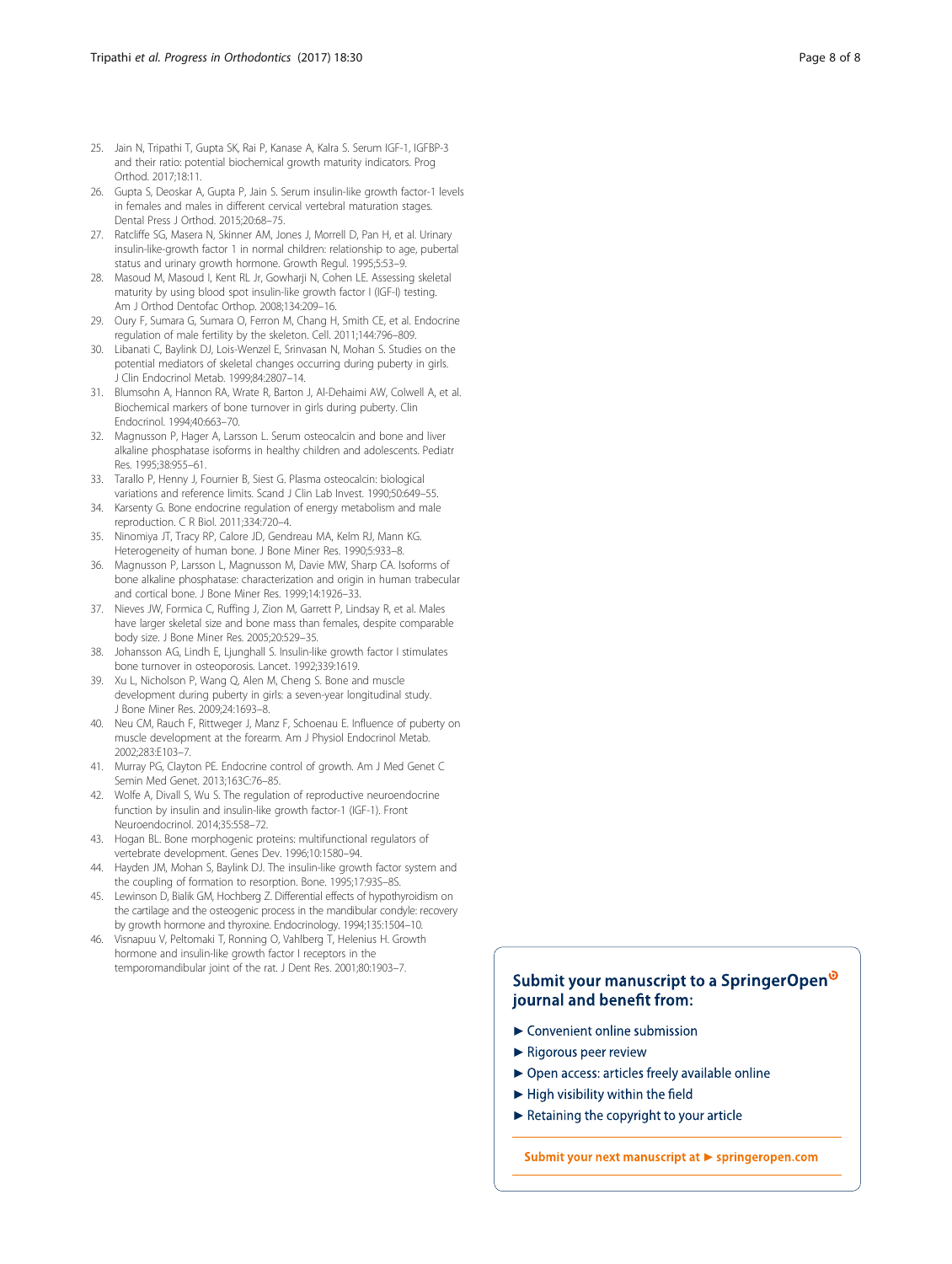25. Jain N, Tripathi T, Gupta SK, Rai P, Kanase A, Kalra S. Serum IGF-1, IGFBP-3 and their ratio: potential biochemical growth maturity indicators. Prog Orthod. 2017;18:11.
26. Gupta S, Deoskar A, Gupta P, Jain S. Serum insulin-like growth factor-1 levels in females and males in different cervical vertebral maturation stages. Dental Press J Orthod. 2015;20:68–75.
27. Ratcliffe SG, Masera N, Skinner AM, Jones J, Morrell D, Pan H, et al. Urinary insulin-like-growth factor 1 in normal children: relationship to age, pubertal status and urinary growth hormone. Growth Regul. 1995;5:53–9.
28. Masoud M, Masoud I, Kent RL Jr, Gowharji N, Cohen LE. Assessing skeletal maturity by using blood spot insulin-like growth factor I (IGF-I) testing. Am J Orthod Dentofac Orthop. 2008;134:209–16.
29. Oury F, Sumara G, Sumara O, Ferron M, Chang H, Smith CE, et al. Endocrine regulation of male fertility by the skeleton. Cell. 2011;144:796–809.
30. Libanati C, Baylink DJ, Lois-Wenzel E, Srinvasan N, Mohan S. Studies on the potential mediators of skeletal changes occurring during puberty in girls. J Clin Endocrinol Metab. 1999;84:2807–14.
31. Blumsohn A, Hannon RA, Wrate R, Barton J, Al-Dehaimi AW, Colwell A, et al. Biochemical markers of bone turnover in girls during puberty. Clin Endocrinol. 1994;40:663–70.
32. Magnusson P, Hager A, Larsson L. Serum osteocalcin and bone and liver alkaline phosphatase isoforms in healthy children and adolescents. Pediatr Res. 1995;38:955–61.
33. Tarallo P, Henny J, Fournier B, Siest G. Plasma osteocalcin: biological variations and reference limits. Scand J Clin Lab Invest. 1990;50:649–55.
34. Karsenty G. Bone endocrine regulation of energy metabolism and male reproduction. C R Biol. 2011;334:720–4.
35. Ninomiya JT, Tracy RP, Calore JD, Gendreau MA, Kelm RJ, Mann KG. Heterogeneity of human bone. J Bone Miner Res. 1990;5:933–8.
36. Magnusson P, Larsson L, Magnusson M, Davie MW, Sharp CA. Isoforms of bone alkaline phosphatase: characterization and origin in human trabecular and cortical bone. J Bone Miner Res. 1999;14:1926–33.
37. Nieves JW, Formica C, Ruffing J, Zion M, Garrett P, Lindsay R, et al. Males have larger skeletal size and bone mass than females, despite comparable body size. J Bone Miner Res. 2005;20:529–35.
38. Johansson AG, Lindh E, Ljunghall S. Insulin-like growth factor I stimulates bone turnover in osteoporosis. Lancet. 1992;339:1619.
39. Xu L, Nicholson P, Wang Q, Alen M, Cheng S. Bone and muscle development during puberty in girls: a seven-year longitudinal study. J Bone Miner Res. 2009;24:1693–8.
40. Neu CM, Rauch F, Rittweger J, Manz F, Schoenau E. Influence of puberty on muscle development at the forearm. Am J Physiol Endocrinol Metab. 2002;283:E103–7.
41. Murray PG, Clayton PE. Endocrine control of growth. Am J Med Genet C Semin Med Genet. 2013;163C:76–85.
42. Wolfe A, Divall S, Wu S. The regulation of reproductive neuroendocrine function by insulin and insulin-like growth factor-1 (IGF-1). Front Neuroendocrinol. 2014;35:558–72.
43. Hogan BL. Bone morphogenic proteins: multifunctional regulators of vertebrate development. Genes Dev. 1996;10:1580–94.
44. Hayden JM, Mohan S, Baylink DJ. The insulin-like growth factor system and the coupling of formation to resorption. Bone. 1995;17:93S–8S.
45. Lewinson D, Bialik GM, Hochberg Z. Differential effects of hypothyroidism on the cartilage and the osteogenic process in the mandibular condyle: recovery by growth hormone and thyroxine. Endocrinology. 1994;135:1504–10.
46. Visnapuu V, Peltomaki T, Ronning O, Vahlberg T, Helenius H. Growth hormone and insulin-like growth factor I receptors in the temporomandibular joint of the rat. J Dent Res. 2001;80:1903–7.

**Submit your manuscript to a SpringerOpen journal and benefit from:**

- ► Convenient online submission
- ► Rigorous peer review
- ► Open access: articles freely available online
- ► High visibility within the field
- ► Retaining the copyright to your article

**Submit your next manuscript at ► springeropen.com**